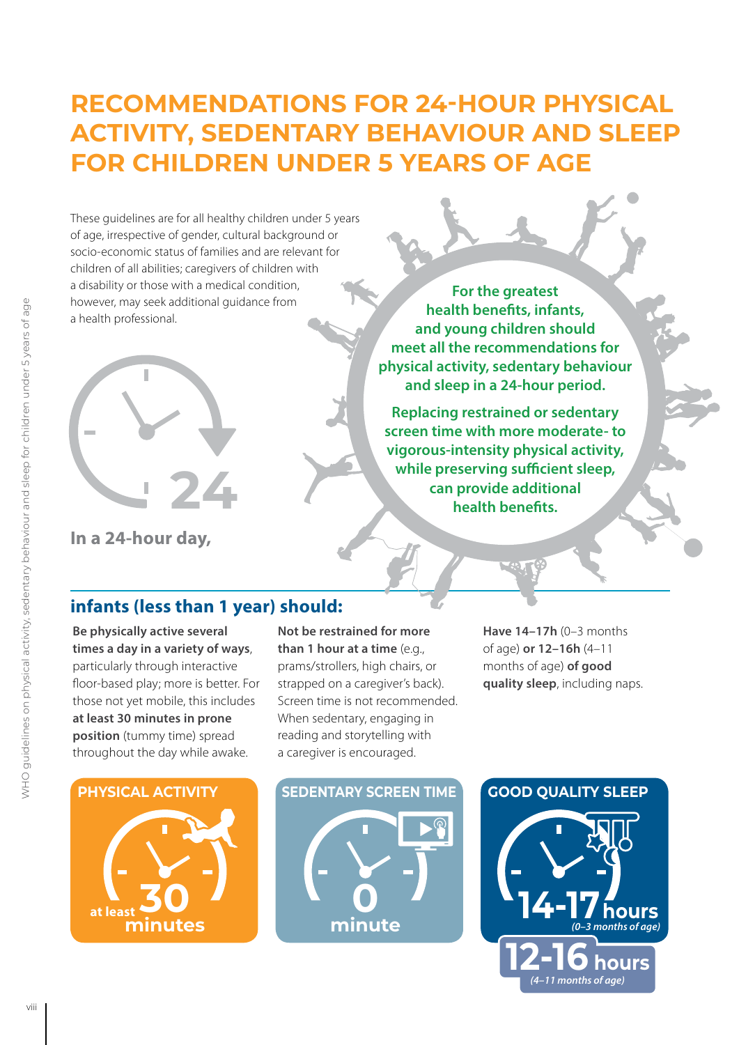# RECOMMENDATIONS FOR 24-HOUR PHYSICAL ACTIVITY, SEDENTARY BEHAVIOUR AND SLEEP FOR CHILDREN UNDER 5 YEARS OF AGE

These guidelines are for all healthy children under 5 years of age, irrespective of gender, cultural background or socio-economic status of families and are relevant for children of all abilities; caregivers of children with a disability or those with a medical condition, however, may seek additional guidance from a health professional.

**For the greatest health benefits, infants, and young children should meet all the recommendations for physical activity, sedentary behaviour and sleep in a 24-hour period.**

**Replacing restrained or sedentary screen time with more moderate- to vigorous-intensity physical activity, while preserving sufficient sleep, can provide additional health benefits.**

24

**In a 24-hour day,**

## infants (less than 1 year) should:

**Be physically active several times a day in a variety of ways**, particularly through interactive floor-based play; more is better. For those not yet mobile, this includes **at least 30 minutes in prone position** (tummy time) spread throughout the day while awake.

**Not be restrained for more than 1 hour at a time** (e.g., prams/strollers, high chairs, or strapped on a caregiver's back). Screen time is not recommended. When sedentary, engaging in reading and storytelling with a caregiver is encouraged.

**Have 14–17h** (0–3 months of age) **or 12–16h** (4–11 months of age) **of good quality sleep**, including naps.

**PHYSICAL ACTIVITY**

at least 30 minutes

**SEDENTARY SCREEN TIME**

0 minute

**GOOD QUALITY SLEEP**

14-17 hours *(0–3 months of age)*

12-16 hours *(4–11 months of age)*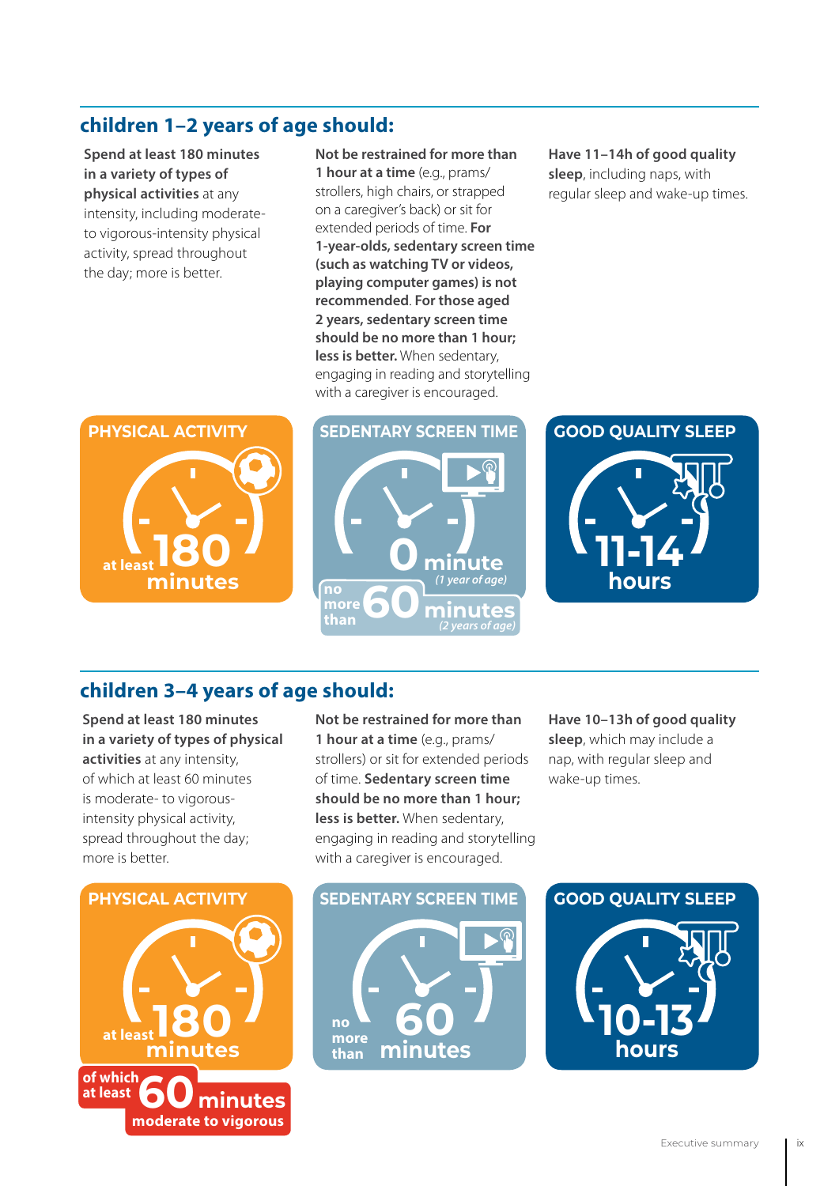## children 1–2 years of age should:

**Spend at least 180 minutes in a variety of types of physical activities** at any intensity, including moderate- to vigorous-intensity physical activity, spread throughout the day; more is better.

**Not be restrained for more than 1 hour at a time** (e.g., prams/ strollers, high chairs, or strapped on a caregiver's back) or sit for extended periods of time. **For 1-year-olds, sedentary screen time (such as watching TV or videos, playing computer games) is not recommended**. **For those aged 2 years, sedentary screen time should be no more than 1 hour; less is better.** When sedentary, engaging in reading and storytelling with a caregiver is encouraged.

**Have 11–14h of good quality sleep**, including naps, with regular sleep and wake-up times.

PHYSICAL ACTIVITY
at least 180 minutes

SEDENTARY SCREEN TIME
0 minute (1 year of age)
no more than 60 minutes (2 years of age)

GOOD QUALITY SLEEP
11-14 hours

## children 3–4 years of age should:

**Spend at least 180 minutes in a variety of types of physical activities** at any intensity, of which at least 60 minutes is moderate- to vigorous-intensity physical activity, spread throughout the day; more is better.

**Not be restrained for more than 1 hour at a time** (e.g., prams/ strollers) or sit for extended periods of time. **Sedentary screen time should be no more than 1 hour; less is better.** When sedentary, engaging in reading and storytelling with a caregiver is encouraged.

**Have 10–13h of good quality sleep**, which may include a nap, with regular sleep and wake-up times.

PHYSICAL ACTIVITY
at least 180 minutes
of which at least 60 minutes moderate to vigorous

SEDENTARY SCREEN TIME
no more than 60 minutes

GOOD QUALITY SLEEP
10-13 hours